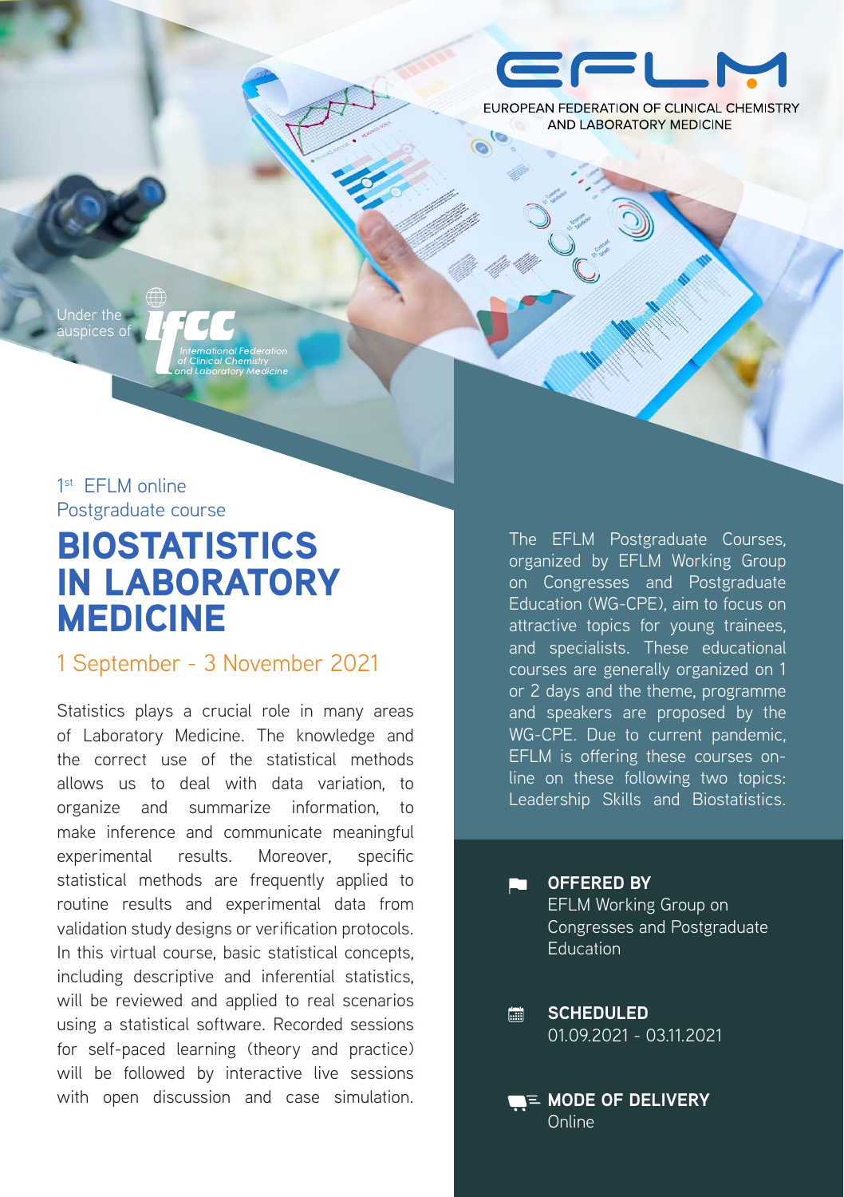EFLM

EUROPEAN FEDERATION OF CLINICAL CHEMISTRY AND LABORATORY MEDICINE

Under the auspices of IFCC International Federation of Clinical Chemistry and Laboratory Medicine

1st EFLM online Postgraduate course

# BIOSTATISTICS IN LABORATORY MEDICINE

1 September - 3 November 2021

Statistics plays a crucial role in many areas of Laboratory Medicine. The knowledge and the correct use of the statistical methods allows us to deal with data variation, to organize and summarize information, to make inference and communicate meaningful experimental results. Moreover, specific statistical methods are frequently applied to routine results and experimental data from validation study designs or verification protocols. In this virtual course, basic statistical concepts, including descriptive and inferential statistics, will be reviewed and applied to real scenarios using a statistical software. Recorded sessions for self-paced learning (theory and practice) will be followed by interactive live sessions with open discussion and case simulation.

The EFLM Postgraduate Courses, organized by EFLM Working Group on Congresses and Postgraduate Education (WG-CPE), aim to focus on attractive topics for young trainees, and specialists. These educational courses are generally organized on 1 or 2 days and the theme, programme and speakers are proposed by the WG-CPE. Due to current pandemic, EFLM is offering these courses on-line on these following two topics: Leadership Skills and Biostatistics.

**OFFERED BY**
EFLM Working Group on Congresses and Postgraduate Education

**SCHEDULED**
01.09.2021 - 03.11.2021

**MODE OF DELIVERY**
Online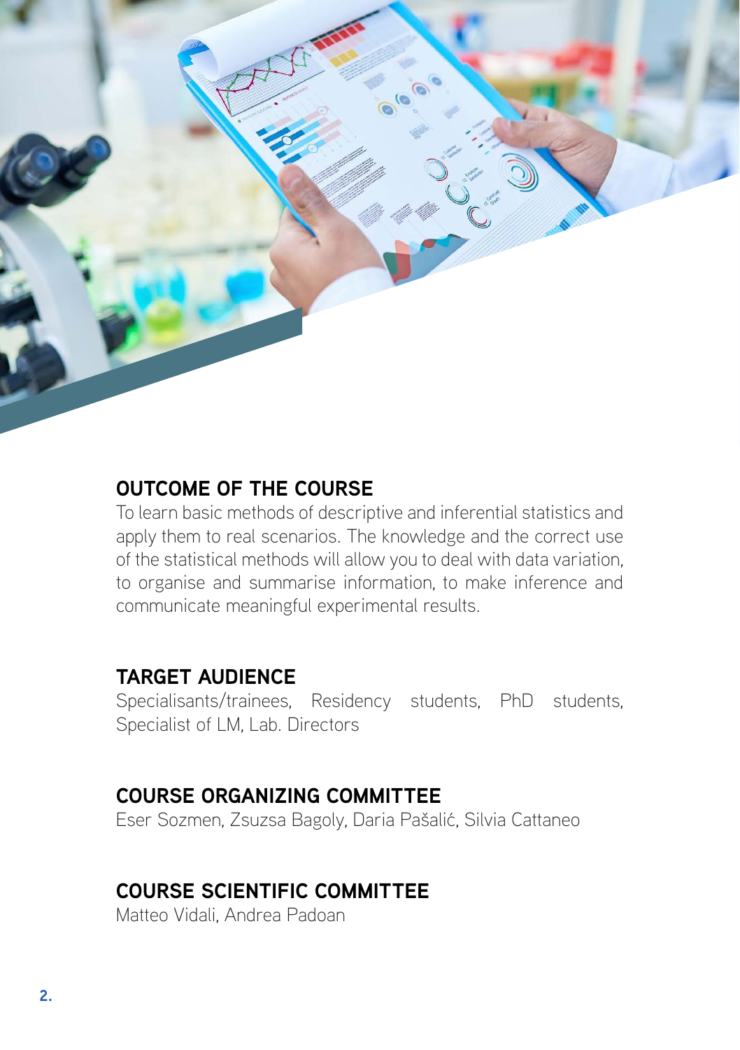## OUTCOME OF THE COURSE

To learn basic methods of descriptive and inferential statistics and apply them to real scenarios. The knowledge and the correct use of the statistical methods will allow you to deal with data variation, to organise and summarise information, to make inference and communicate meaningful experimental results.

## TARGET AUDIENCE

Specialisants/trainees, Residency students, PhD students, Specialist of LM, Lab. Directors

## COURSE ORGANIZING COMMITTEE

Eser Sozmen, Zsuzsa Bagoly, Daria Pašalić, Silvia Cattaneo

## COURSE SCIENTIFIC COMMITTEE

Matteo Vidali, Andrea Padoan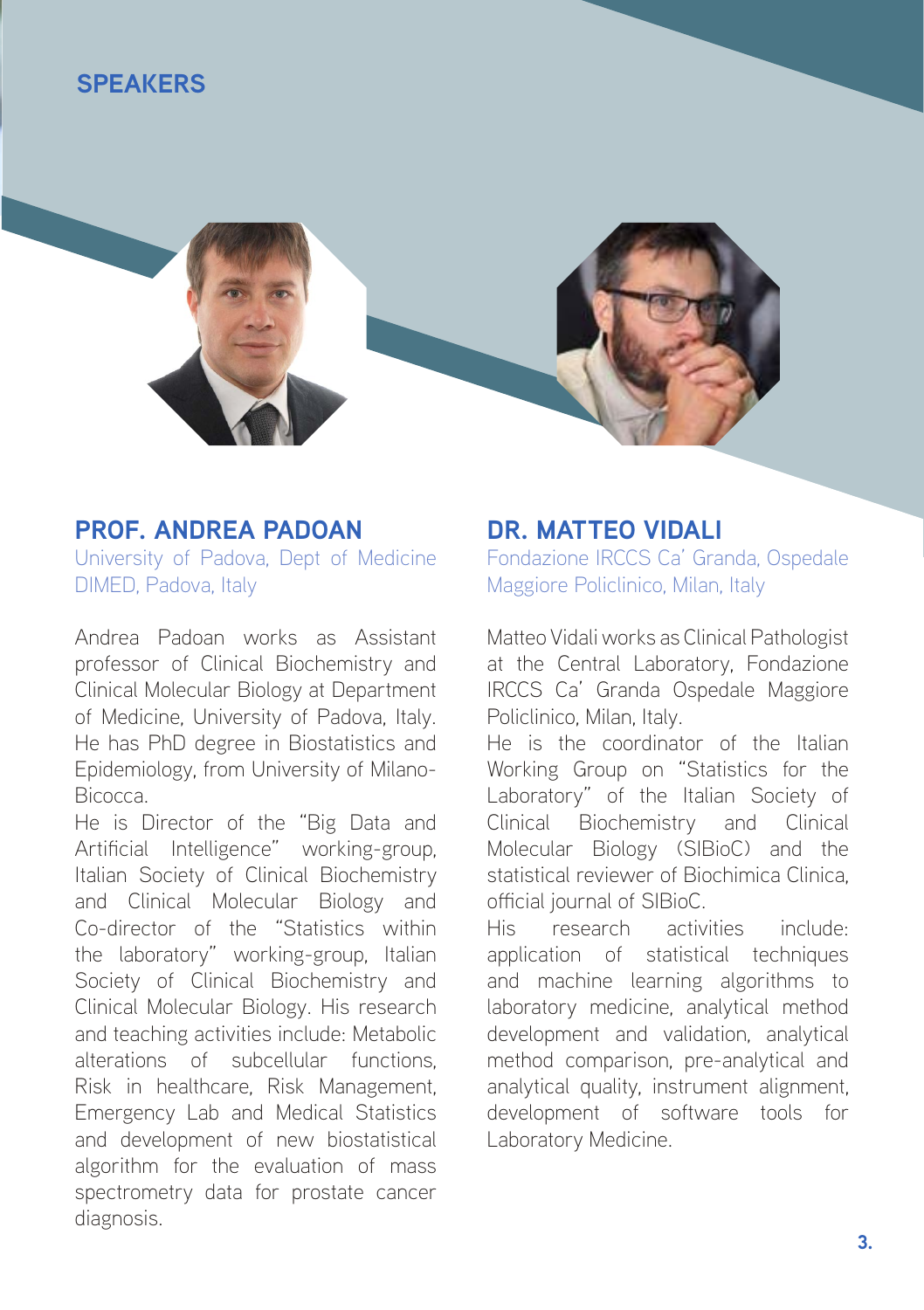# SPEAKERS

## PROF. ANDREA PADOAN

University of Padova, Dept of Medicine DIMED, Padova, Italy

Andrea Padoan works as Assistant professor of Clinical Biochemistry and Clinical Molecular Biology at Department of Medicine, University of Padova, Italy. He has PhD degree in Biostatistics and Epidemiology, from University of Milano-Bicocca.

He is Director of the "Big Data and Artificial Intelligence" working-group, Italian Society of Clinical Biochemistry and Clinical Molecular Biology and Co-director of the "Statistics within the laboratory" working-group, Italian Society of Clinical Biochemistry and Clinical Molecular Biology. His research and teaching activities include: Metabolic alterations of subcellular functions, Risk in healthcare, Risk Management, Emergency Lab and Medical Statistics and development of new biostatistical algorithm for the evaluation of mass spectrometry data for prostate cancer diagnosis.

## DR. MATTEO VIDALI

Fondazione IRCCS Ca' Granda, Ospedale Maggiore Policlinico, Milan, Italy

Matteo Vidali works as Clinical Pathologist at the Central Laboratory, Fondazione IRCCS Ca' Granda Ospedale Maggiore Policlinico, Milan, Italy.

He is the coordinator of the Italian Working Group on "Statistics for the Laboratory" of the Italian Society of Clinical Biochemistry and Clinical Molecular Biology (SIBioC) and the statistical reviewer of Biochimica Clinica, official journal of SIBioC.

His research activities include: application of statistical techniques and machine learning algorithms to laboratory medicine, analytical method development and validation, analytical method comparison, pre-analytical and analytical quality, instrument alignment, development of software tools for Laboratory Medicine.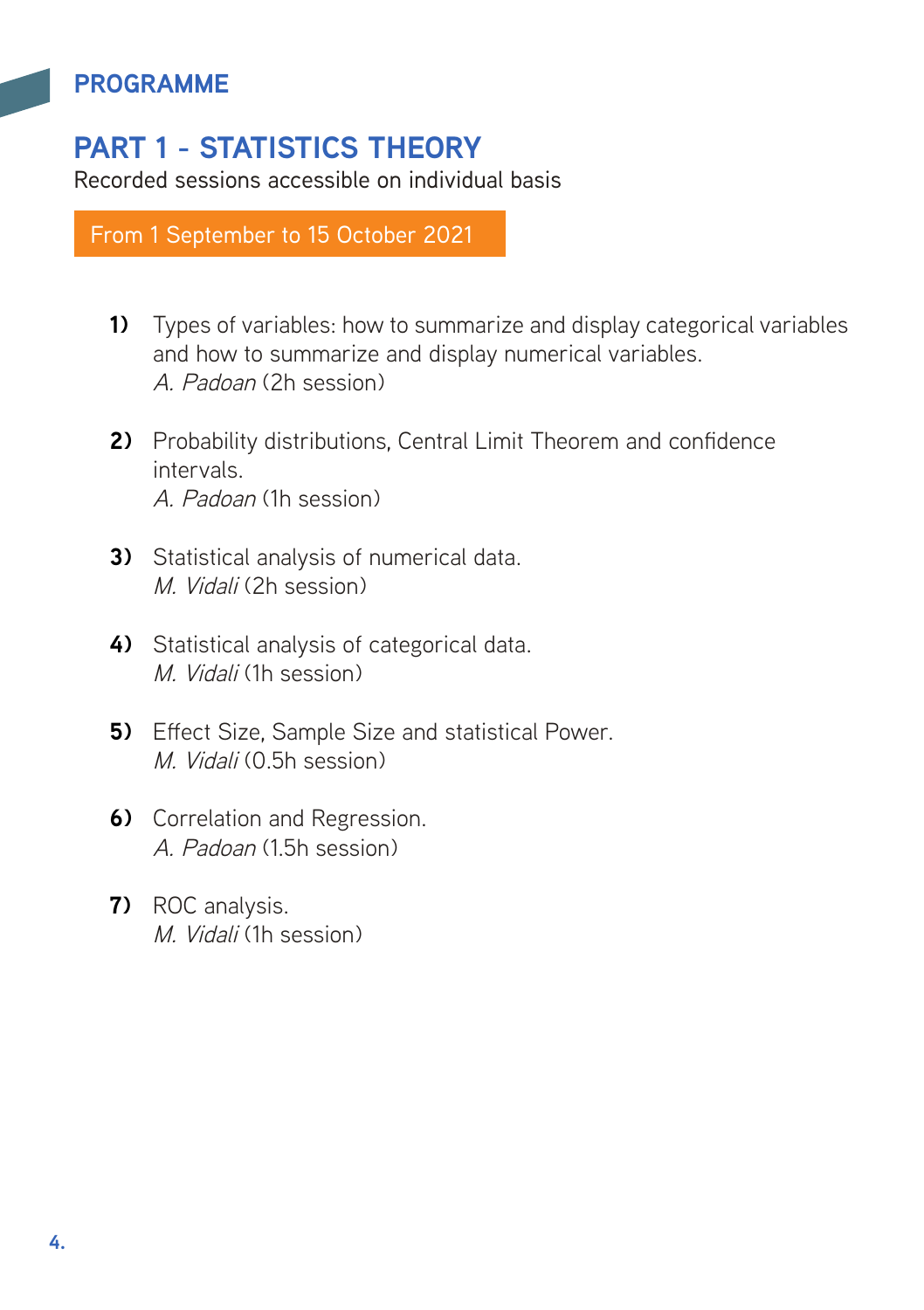## PROGRAMME

# PART 1 - STATISTICS THEORY

Recorded sessions accessible on individual basis

**From 1 September to 15 October 2021**

1) Types of variables: how to summarize and display categorical variables and how to summarize and display numerical variables.
   *A. Padoan* (2h session)

2) Probability distributions, Central Limit Theorem and confidence intervals.
   *A. Padoan* (1h session)

3) Statistical analysis of numerical data.
   *M. Vidali* (2h session)

4) Statistical analysis of categorical data.
   *M. Vidali* (1h session)

5) Effect Size, Sample Size and statistical Power.
   *M. Vidali* (0.5h session)

6) Correlation and Regression.
   *A. Padoan* (1.5h session)

7) ROC analysis.
   *M. Vidali* (1h session)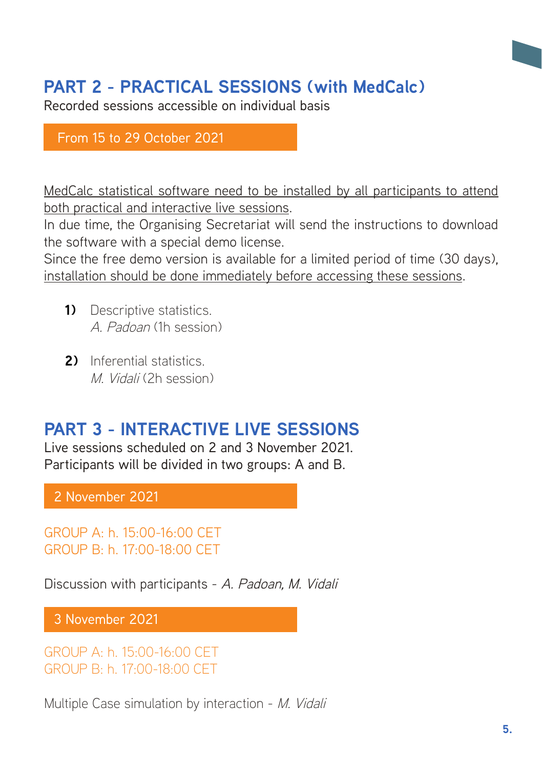## PART 2 - PRACTICAL SESSIONS (with MedCalc)

Recorded sessions accessible on individual basis

From 15 to 29 October 2021

MedCalc statistical software need to be installed by all participants to attend both practical and interactive live sessions.
In due time, the Organising Secretariat will send the instructions to download the software with a special demo license.
Since the free demo version is available for a limited period of time (30 days), installation should be done immediately before accessing these sessions.

**1)** Descriptive statistics.
*A. Padoan* (1h session)

**2)** Inferential statistics.
*M. Vidali* (2h session)

## PART 3 - INTERACTIVE LIVE SESSIONS

Live sessions scheduled on 2 and 3 November 2021.
Participants will be divided in two groups: A and B.

2 November 2021

GROUP A: h. 15:00-16:00 CET
GROUP B: h. 17:00-18:00 CET

Discussion with participants - *A. Padoan, M. Vidali*

3 November 2021

GROUP A: h. 15:00-16:00 CET
GROUP B: h. 17:00-18:00 CET

Multiple Case simulation by interaction - *M. Vidali*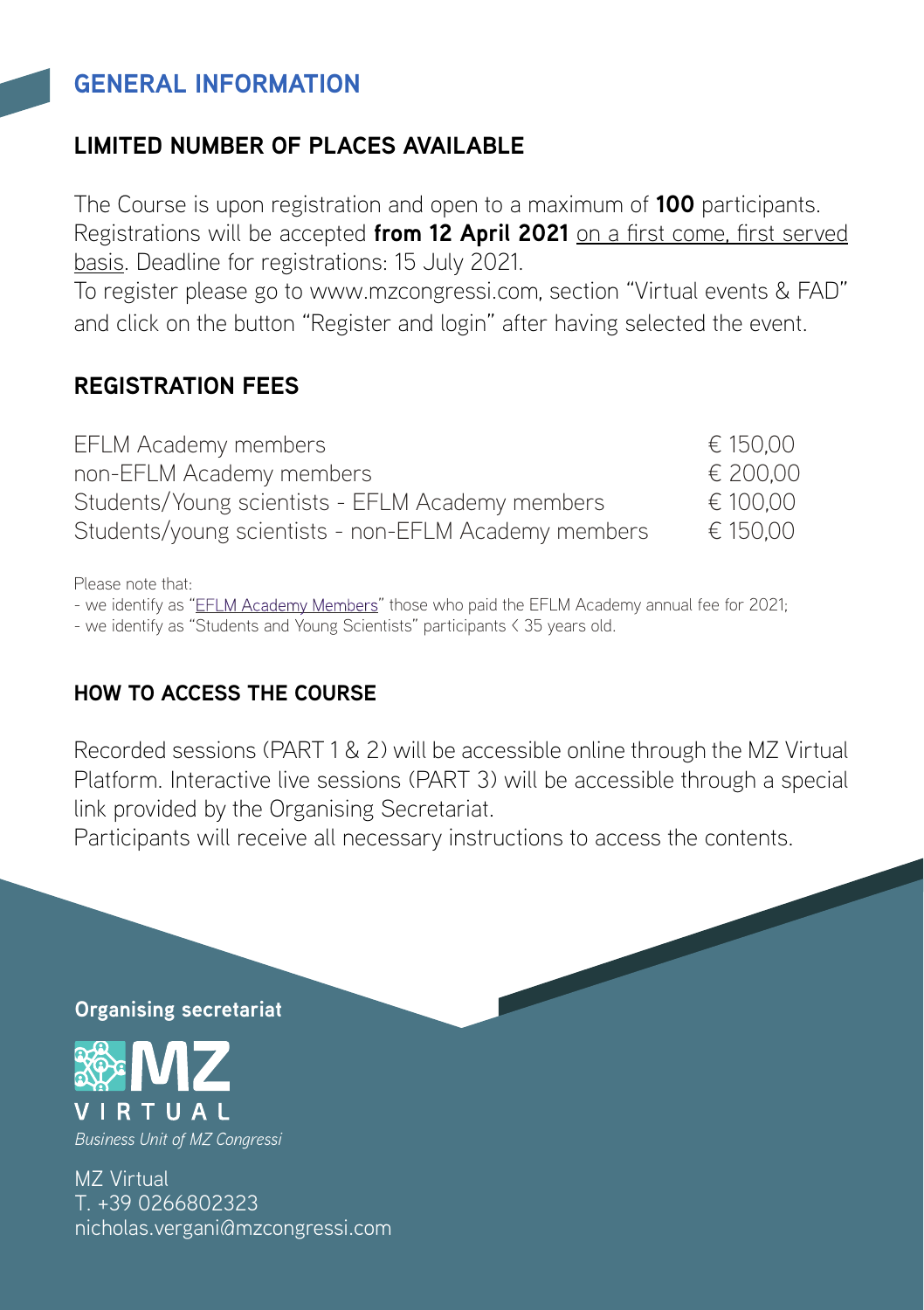## GENERAL INFORMATION

### LIMITED NUMBER OF PLACES AVAILABLE

The Course is upon registration and open to a maximum of **100** participants. Registrations will be accepted **from 12 April 2021** on a first come, first served basis. Deadline for registrations: 15 July 2021.
To register please go to www.mzcongressi.com, section "Virtual events & FAD" and click on the button "Register and login" after having selected the event.

### REGISTRATION FEES

| | |
|---|---|
| EFLM Academy members | € 150,00 |
| non-EFLM Academy members | € 200,00 |
| Students/Young scientists - EFLM Academy members | € 100,00 |
| Students/young scientists - non-EFLM Academy members | € 150,00 |

Please note that:
- we identify as "EFLM Academy Members" those who paid the EFLM Academy annual fee for 2021;
- we identify as "Students and Young Scientists" participants < 35 years old.

### HOW TO ACCESS THE COURSE

Recorded sessions (PART 1 & 2) will be accessible online through the MZ Virtual Platform. Interactive live sessions (PART 3) will be accessible through a special link provided by the Organising Secretariat.
Participants will receive all necessary instructions to access the contents.

**Organising secretariat**

MZ VIRTUAL
*Business Unit of MZ Congressi*

MZ Virtual
T. +39 0266802323
nicholas.vergani@mzcongressi.com